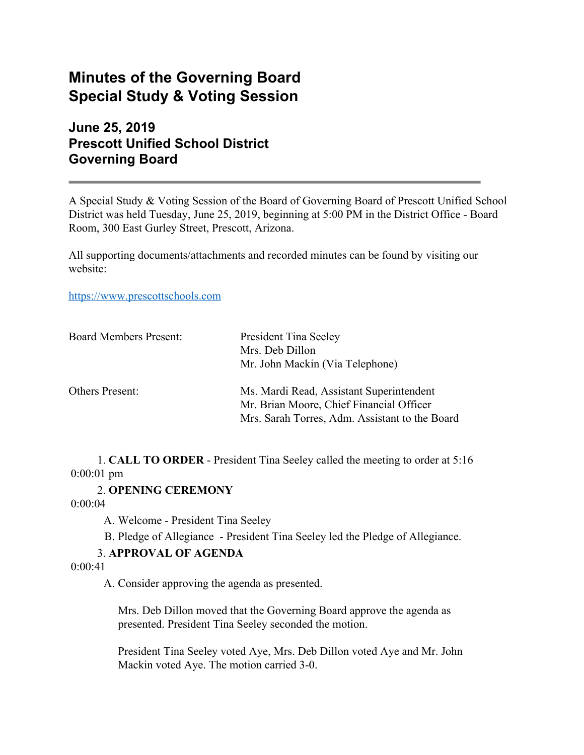# Minutes of the Governing Board Special Study & Voting Session

## June 25, 2019
## Prescott Unified School District
## Governing Board

---

A Special Study & Voting Session of the Board of Governing Board of Prescott Unified School District was held Tuesday, June 25, 2019, beginning at 5:00 PM in the District Office - Board Room, 300 East Gurley Street, Prescott, Arizona.

All supporting documents/attachments and recorded minutes can be found by visiting our website:

https://www.prescottschools.com

| | |
|---|---|
| Board Members Present: | President Tina Seeley<br>Mrs. Deb Dillon<br>Mr. John Mackin (Via Telephone) |
| Others Present: | Ms. Mardi Read, Assistant Superintendent<br>Mr. Brian Moore, Chief Financial Officer<br>Mrs. Sarah Torres, Adm. Assistant to the Board |

1. **CALL TO ORDER** - President Tina Seeley called the meeting to order at 5:16 pm
0:00:01

2. **OPENING CEREMONY**
0:00:04

   A. Welcome - President Tina Seeley

   B. Pledge of Allegiance - President Tina Seeley led the Pledge of Allegiance.

3. **APPROVAL OF AGENDA**
0:00:41

   A. Consider approving the agenda as presented.

   Mrs. Deb Dillon moved that the Governing Board approve the agenda as presented. President Tina Seeley seconded the motion.

   President Tina Seeley voted Aye, Mrs. Deb Dillon voted Aye and Mr. John Mackin voted Aye. The motion carried 3-0.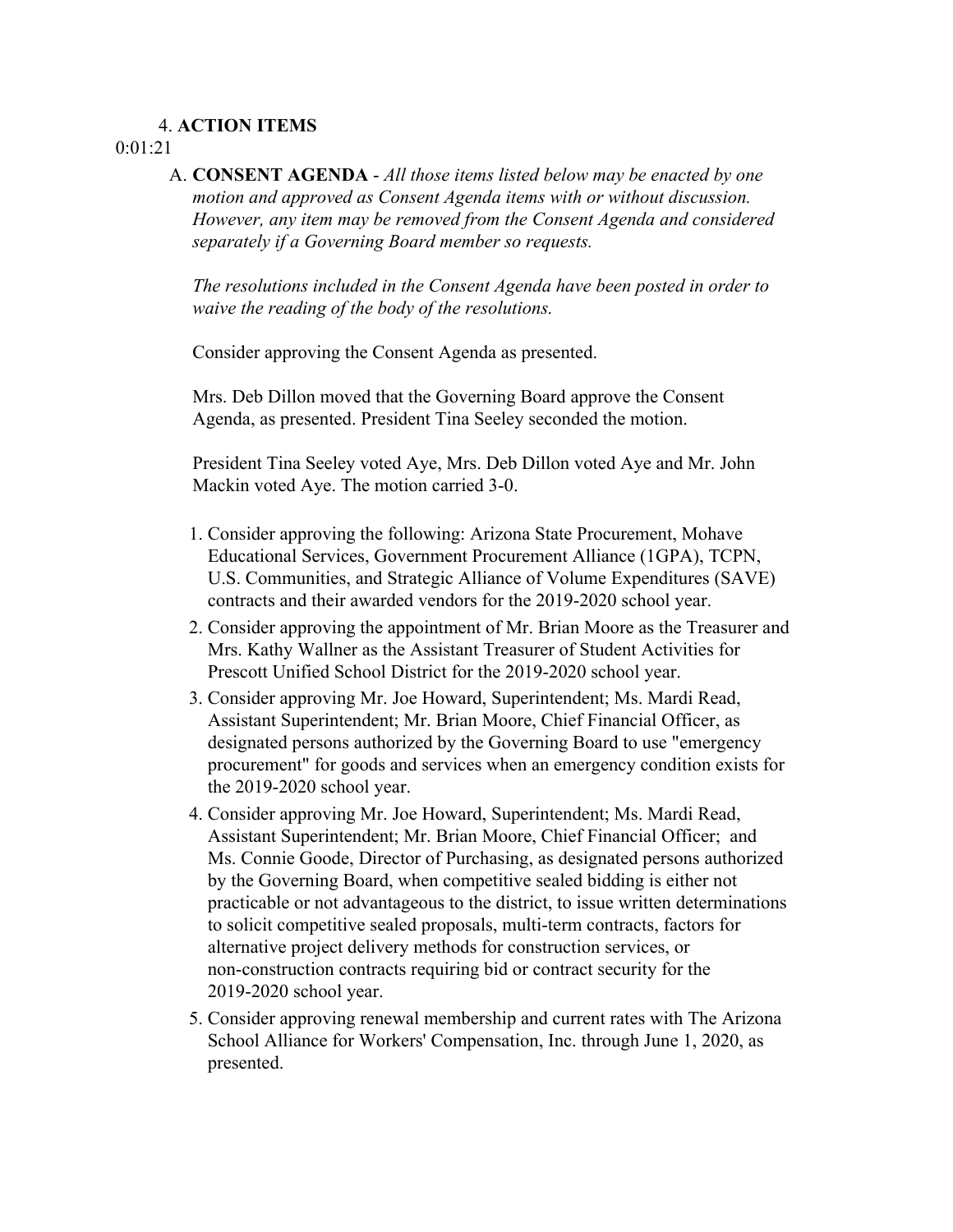4. **ACTION ITEMS**

0:01:21

A. **CONSENT AGENDA** - *All those items listed below may be enacted by one motion and approved as Consent Agenda items with or without discussion. However, any item may be removed from the Consent Agenda and considered separately if a Governing Board member so requests.*

*The resolutions included in the Consent Agenda have been posted in order to waive the reading of the body of the resolutions.*

Consider approving the Consent Agenda as presented.

Mrs. Deb Dillon moved that the Governing Board approve the Consent Agenda, as presented. President Tina Seeley seconded the motion.

President Tina Seeley voted Aye, Mrs. Deb Dillon voted Aye and Mr. John Mackin voted Aye. The motion carried 3-0.

1. Consider approving the following: Arizona State Procurement, Mohave Educational Services, Government Procurement Alliance (1GPA), TCPN, U.S. Communities, and Strategic Alliance of Volume Expenditures (SAVE) contracts and their awarded vendors for the 2019-2020 school year.
2. Consider approving the appointment of Mr. Brian Moore as the Treasurer and Mrs. Kathy Wallner as the Assistant Treasurer of Student Activities for Prescott Unified School District for the 2019-2020 school year.
3. Consider approving Mr. Joe Howard, Superintendent; Ms. Mardi Read, Assistant Superintendent; Mr. Brian Moore, Chief Financial Officer, as designated persons authorized by the Governing Board to use "emergency procurement" for goods and services when an emergency condition exists for the 2019-2020 school year.
4. Consider approving Mr. Joe Howard, Superintendent; Ms. Mardi Read, Assistant Superintendent; Mr. Brian Moore, Chief Financial Officer; and Ms. Connie Goode, Director of Purchasing, as designated persons authorized by the Governing Board, when competitive sealed bidding is either not practicable or not advantageous to the district, to issue written determinations to solicit competitive sealed proposals, multi-term contracts, factors for alternative project delivery methods for construction services, or non-construction contracts requiring bid or contract security for the 2019-2020 school year.
5. Consider approving renewal membership and current rates with The Arizona School Alliance for Workers' Compensation, Inc. through June 1, 2020, as presented.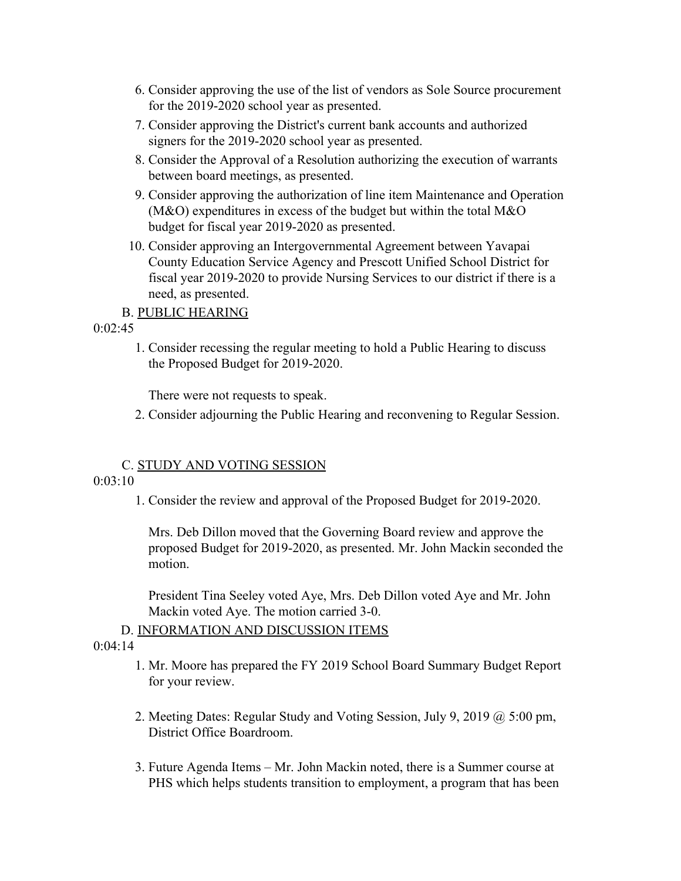6. Consider approving the use of the list of vendors as Sole Source procurement for the 2019-2020 school year as presented.
7. Consider approving the District's current bank accounts and authorized signers for the 2019-2020 school year as presented.
8. Consider the Approval of a Resolution authorizing the execution of warrants between board meetings, as presented.
9. Consider approving the authorization of line item Maintenance and Operation (M&O) expenditures in excess of the budget but within the total M&O budget for fiscal year 2019-2020 as presented.
10. Consider approving an Intergovernmental Agreement between Yavapai County Education Service Agency and Prescott Unified School District for fiscal year 2019-2020 to provide Nursing Services to our district if there is a need, as presented.

B. PUBLIC HEARING

0:02:45

1. Consider recessing the regular meeting to hold a Public Hearing to discuss the Proposed Budget for 2019-2020.

   There were not requests to speak.

2. Consider adjourning the Public Hearing and reconvening to Regular Session.

C. STUDY AND VOTING SESSION

0:03:10

1. Consider the review and approval of the Proposed Budget for 2019-2020.

   Mrs. Deb Dillon moved that the Governing Board review and approve the proposed Budget for 2019-2020, as presented. Mr. John Mackin seconded the motion.

   President Tina Seeley voted Aye, Mrs. Deb Dillon voted Aye and Mr. John Mackin voted Aye. The motion carried 3-0.

D. INFORMATION AND DISCUSSION ITEMS

0:04:14

1. Mr. Moore has prepared the FY 2019 School Board Summary Budget Report for your review.

2. Meeting Dates: Regular Study and Voting Session, July 9, 2019 @ 5:00 pm, District Office Boardroom.

3. Future Agenda Items – Mr. John Mackin noted, there is a Summer course at PHS which helps students transition to employment, a program that has been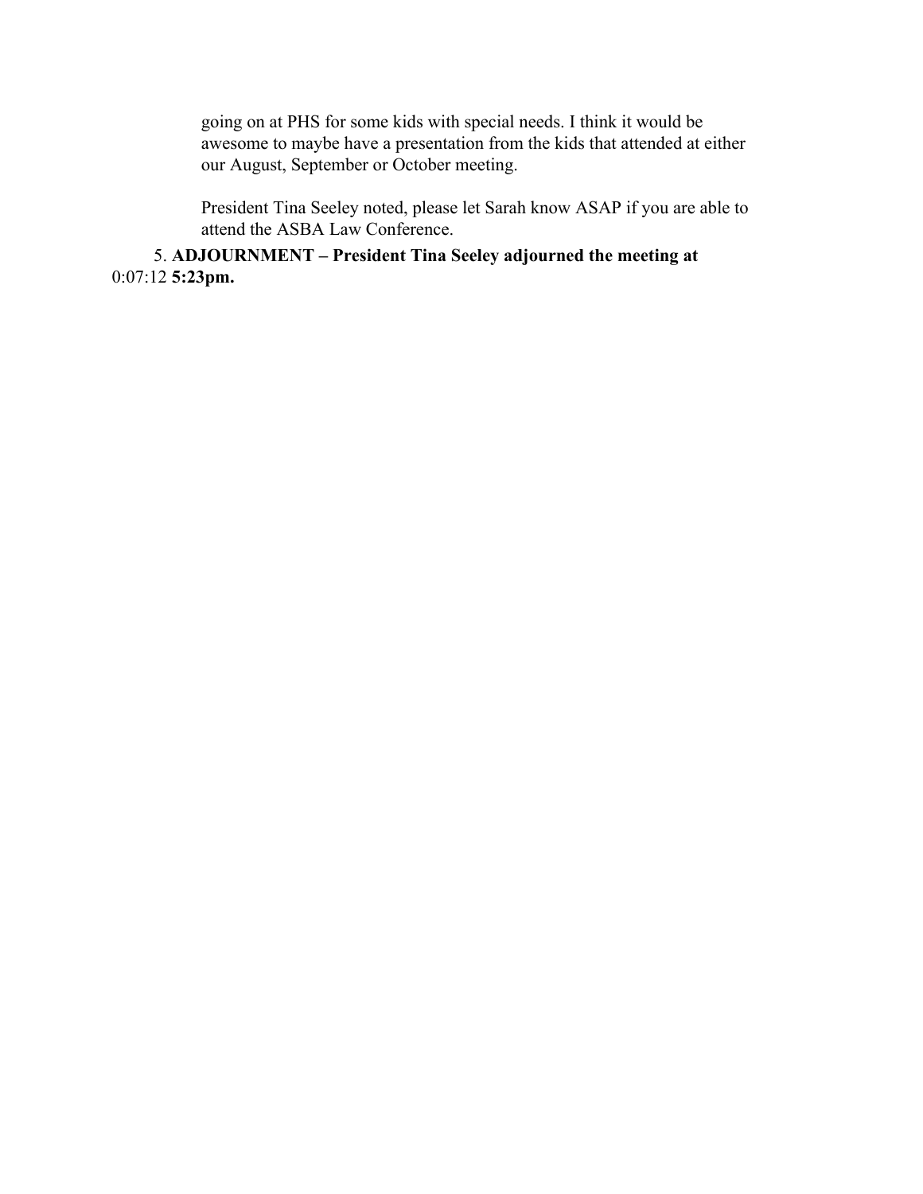going on at PHS for some kids with special needs. I think it would be awesome to maybe have a presentation from the kids that attended at either our August, September or October meeting.

President Tina Seeley noted, please let Sarah know ASAP if you are able to attend the ASBA Law Conference.

5. **ADJOURNMENT – President Tina Seeley adjourned the meeting at** 0:07:12 **5:23pm.**